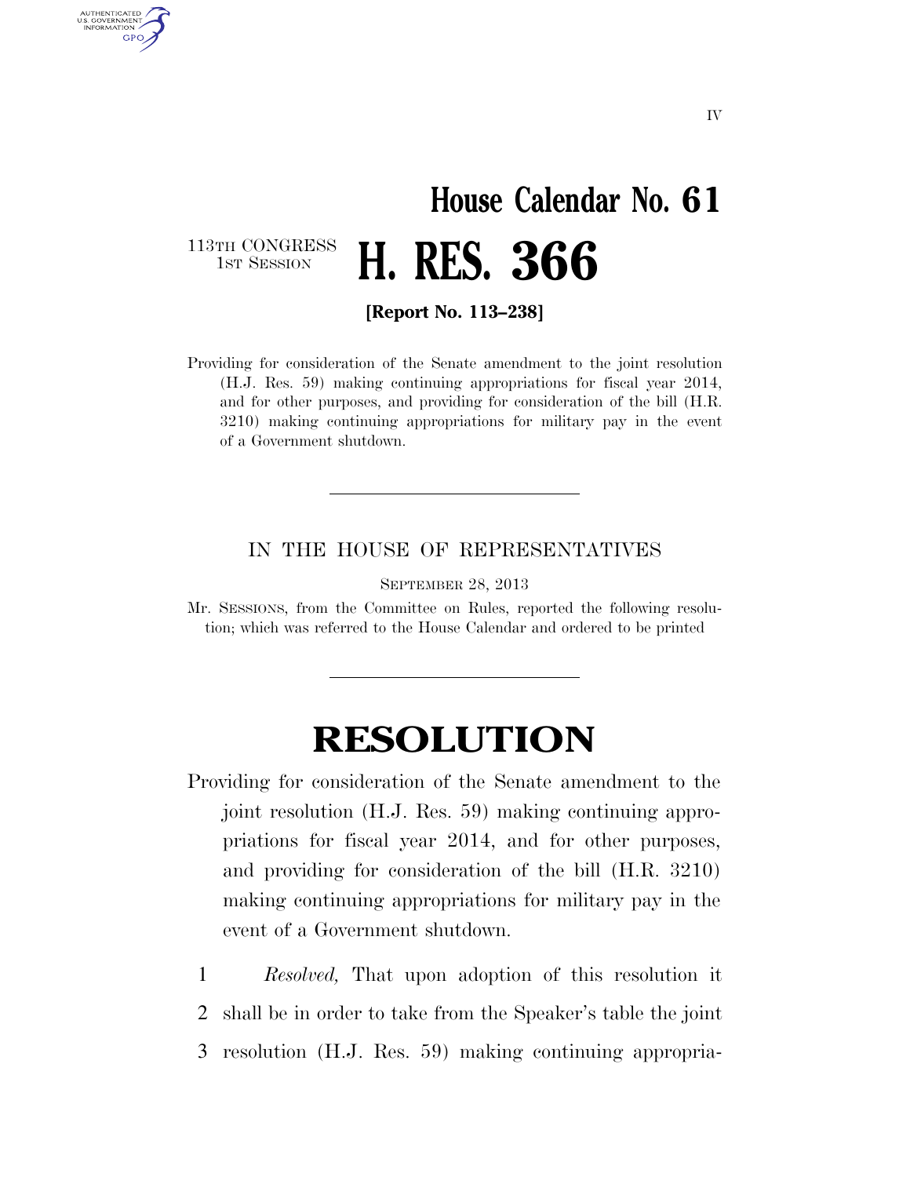IV

# House Calendar No. 61

113TH CONGRESS
1ST SESSION

# H. RES. 366

**[Report No. 113–238]**

Providing for consideration of the Senate amendment to the joint resolution (H.J. Res. 59) making continuing appropriations for fiscal year 2014, and for other purposes, and providing for consideration of the bill (H.R. 3210) making continuing appropriations for military pay in the event of a Government shutdown.

---

IN THE HOUSE OF REPRESENTATIVES

SEPTEMBER 28, 2013

Mr. SESSIONS, from the Committee on Rules, reported the following resolution; which was referred to the House Calendar and ordered to be printed

---

# RESOLUTION

Providing for consideration of the Senate amendment to the joint resolution (H.J. Res. 59) making continuing appropriations for fiscal year 2014, and for other purposes, and providing for consideration of the bill (H.R. 3210) making continuing appropriations for military pay in the event of a Government shutdown.

1 *Resolved,* That upon adoption of this resolution it
2 shall be in order to take from the Speaker's table the joint
3 resolution (H.J. Res. 59) making continuing appropria-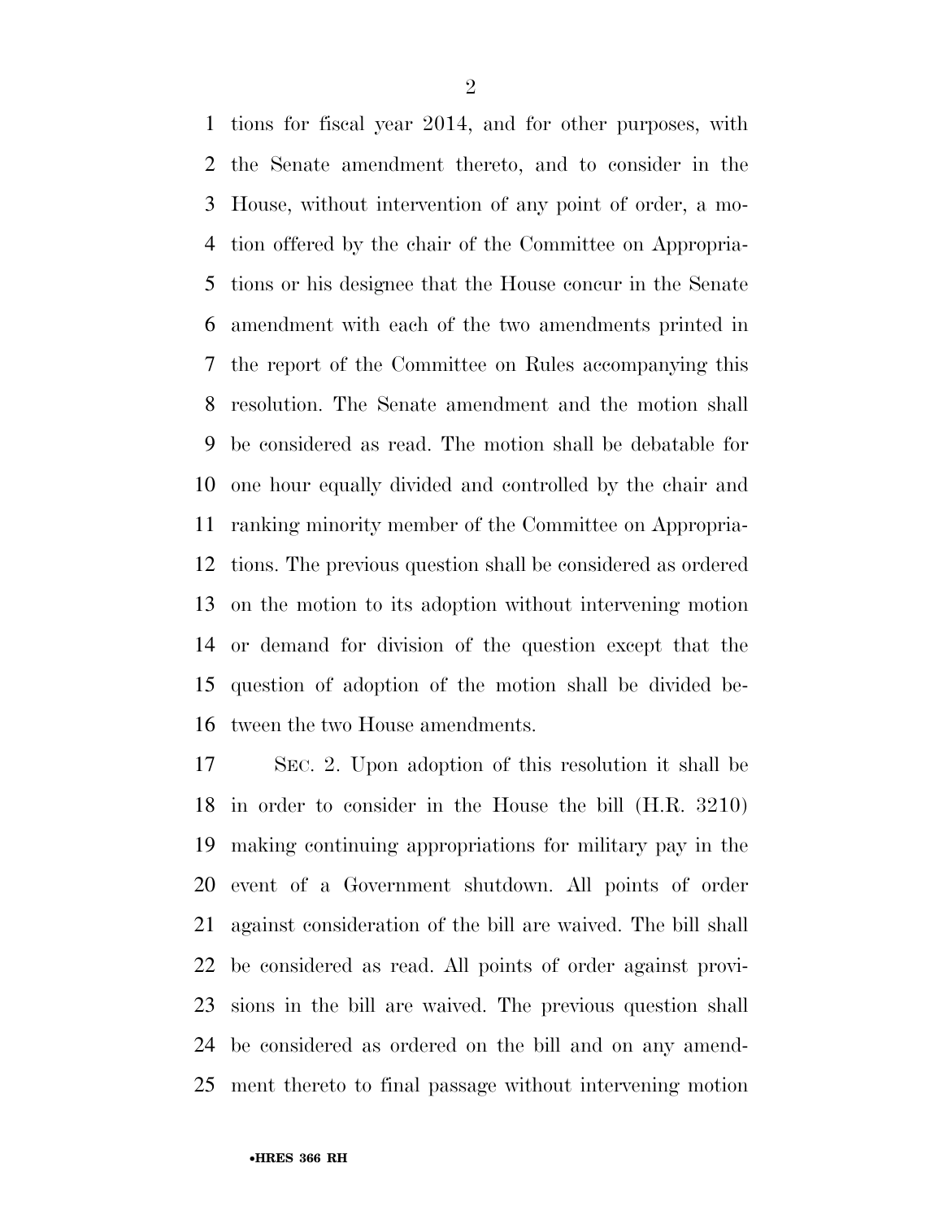tions for fiscal year 2014, and for other purposes, with the Senate amendment thereto, and to consider in the House, without intervention of any point of order, a motion offered by the chair of the Committee on Appropriations or his designee that the House concur in the Senate amendment with each of the two amendments printed in the report of the Committee on Rules accompanying this resolution. The Senate amendment and the motion shall be considered as read. The motion shall be debatable for one hour equally divided and controlled by the chair and ranking minority member of the Committee on Appropriations. The previous question shall be considered as ordered on the motion to its adoption without intervening motion or demand for division of the question except that the question of adoption of the motion shall be divided between the two House amendments.

SEC. 2. Upon adoption of this resolution it shall be in order to consider in the House the bill (H.R. 3210) making continuing appropriations for military pay in the event of a Government shutdown. All points of order against consideration of the bill are waived. The bill shall be considered as read. All points of order against provisions in the bill are waived. The previous question shall be considered as ordered on the bill and on any amendment thereto to final passage without intervening motion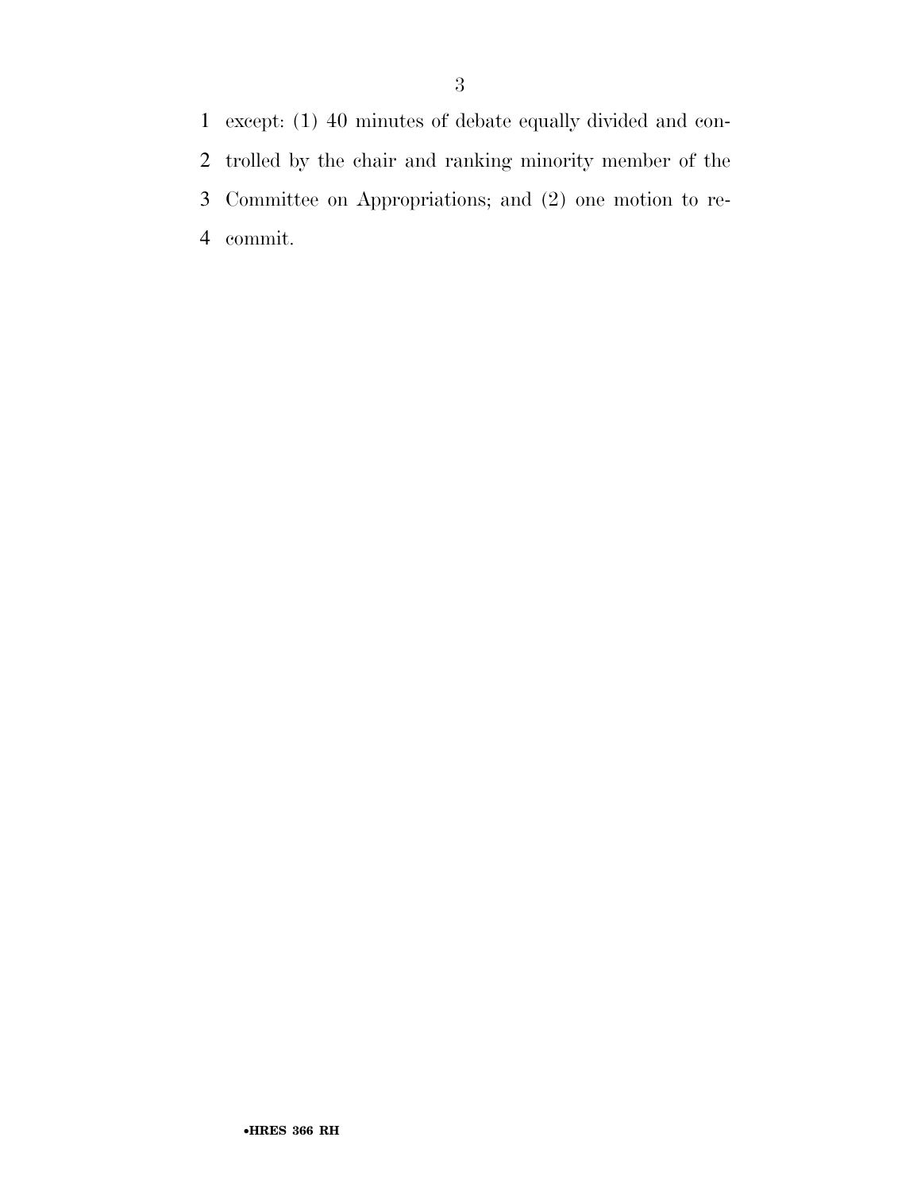except: (1) 40 minutes of debate equally divided and controlled by the chair and ranking minority member of the Committee on Appropriations; and (2) one motion to recommit.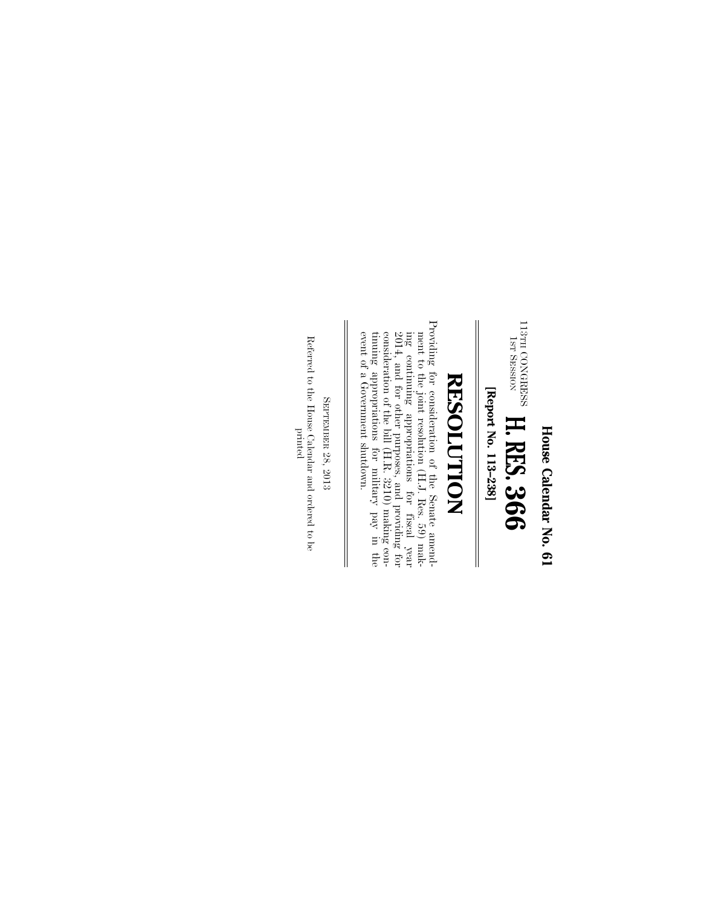**House Calendar No. 61**

113TH CONGRESS
1ST SESSION

# H. RES. 366

**[Report No. 113–238]**

# RESOLUTION

Providing for consideration of the Senate amendment to the joint resolution (H.J. Res. 59) making continuing appropriations for fiscal year 2014, and for other purposes, and providing for consideration of the bill (H.R. 3210) making continuing appropriations for military pay in the event of a Government shutdown.

SEPTEMBER 28, 2013

Referred to the House Calendar and ordered to be printed